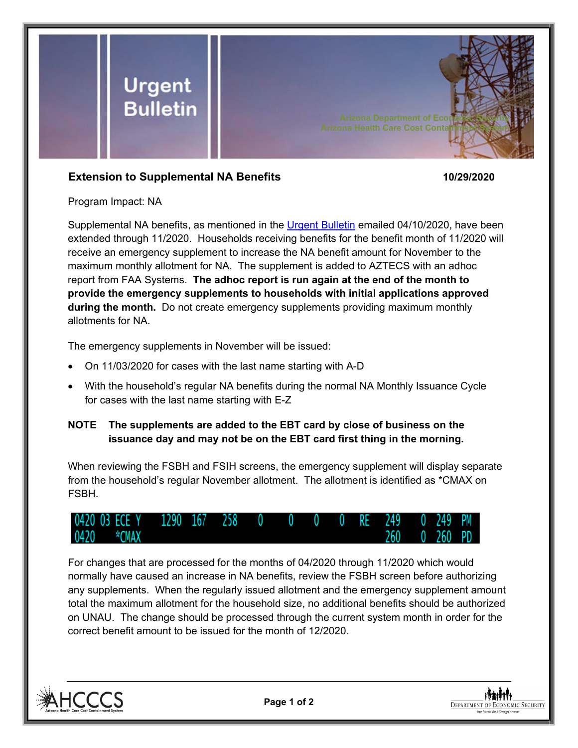# Urgent Bulletin

Arizona Department of Economic Security
Arizona Health Care Cost Containment System

**Extension to Supplemental NA Benefits** **10/29/2020**

Program Impact: NA

Supplemental NA benefits, as mentioned in the Urgent Bulletin emailed 04/10/2020, have been extended through 11/2020. Households receiving benefits for the benefit month of 11/2020 will receive an emergency supplement to increase the NA benefit amount for November to the maximum monthly allotment for NA. The supplement is added to AZTECS with an adhoc report from FAA Systems. **The adhoc report is run again at the end of the month to provide the emergency supplements to households with initial applications approved during the month.** Do not create emergency supplements providing maximum monthly allotments for NA.

The emergency supplements in November will be issued:

- On 11/03/2020 for cases with the last name starting with A-D
- With the household's regular NA benefits during the normal NA Monthly Issuance Cycle for cases with the last name starting with E-Z

**NOTE The supplements are added to the EBT card by close of business on the issuance day and may not be on the EBT card first thing in the morning.**

When reviewing the FSBH and FSIH screens, the emergency supplement will display separate from the household's regular November allotment. The allotment is identified as *CMAX on FSBH.

```
0420 03 ECE Y    1290  167   258   0    0    0    0   RE   249    0  249  PM
0420    *CMAX                                             260    0  260  PD
```

For changes that are processed for the months of 04/2020 through 11/2020 which would normally have caused an increase in NA benefits, review the FSBH screen before authorizing any supplements. When the regularly issued allotment and the emergency supplement amount total the maximum allotment for the household size, no additional benefits should be authorized on UNAU. The change should be processed through the current system month in order for the correct benefit amount to be issued for the month of 12/2020.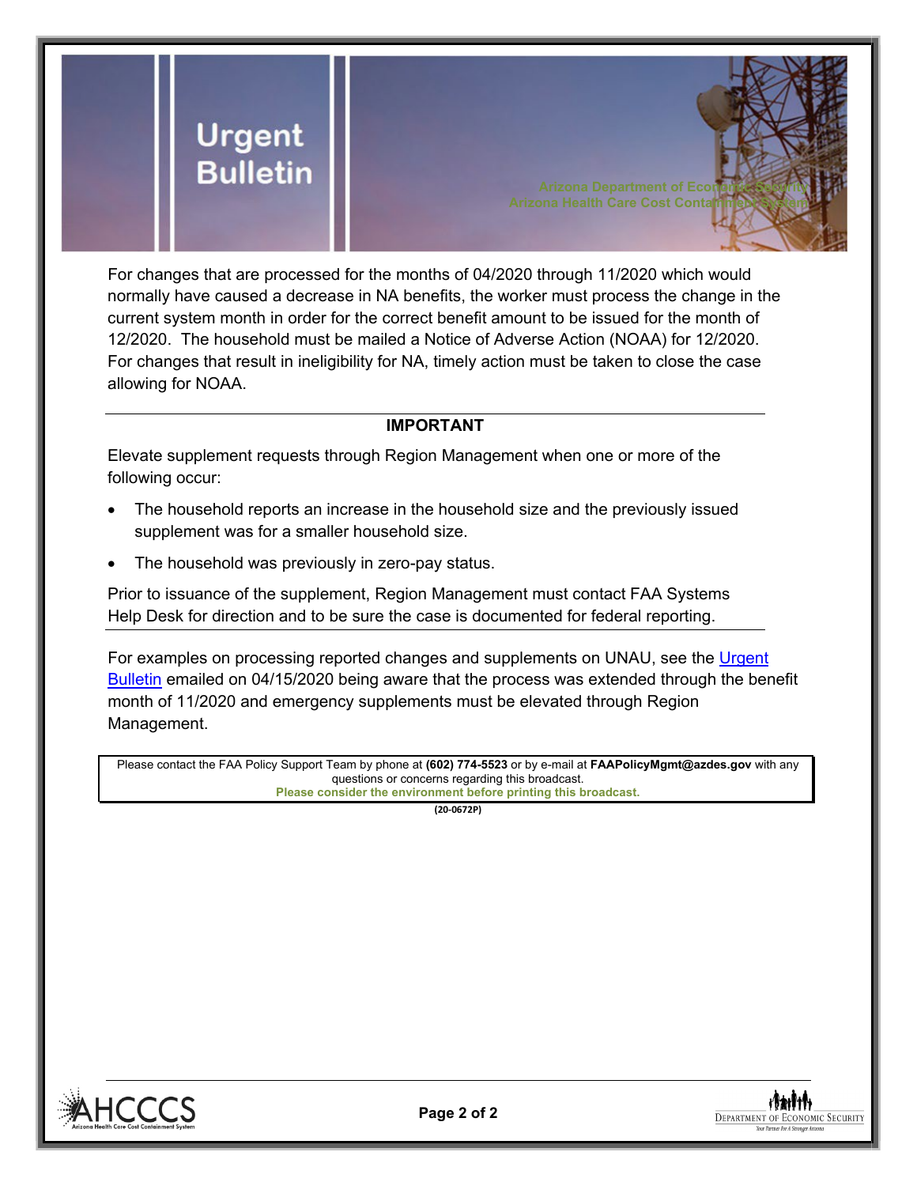For changes that are processed for the months of 04/2020 through 11/2020 which would normally have caused a decrease in NA benefits, the worker must process the change in the current system month in order for the correct benefit amount to be issued for the month of 12/2020. The household must be mailed a Notice of Adverse Action (NOAA) for 12/2020. For changes that result in ineligibility for NA, timely action must be taken to close the case allowing for NOAA.

---

**IMPORTANT**

Elevate supplement requests through Region Management when one or more of the following occur:

- The household reports an increase in the household size and the previously issued supplement was for a smaller household size.
- The household was previously in zero-pay status.

Prior to issuance of the supplement, Region Management must contact FAA Systems Help Desk for direction and to be sure the case is documented for federal reporting.

---

For examples on processing reported changes and supplements on UNAU, see the Urgent Bulletin emailed on 04/15/2020 being aware that the process was extended through the benefit month of 11/2020 and emergency supplements must be elevated through Region Management.

Please contact the FAA Policy Support Team by phone at **(602) 774-5523** or by e-mail at **FAAPolicyMgmt@azdes.gov** with any questions or concerns regarding this broadcast.
**Please consider the environment before printing this broadcast.**

**(20-0672P)**